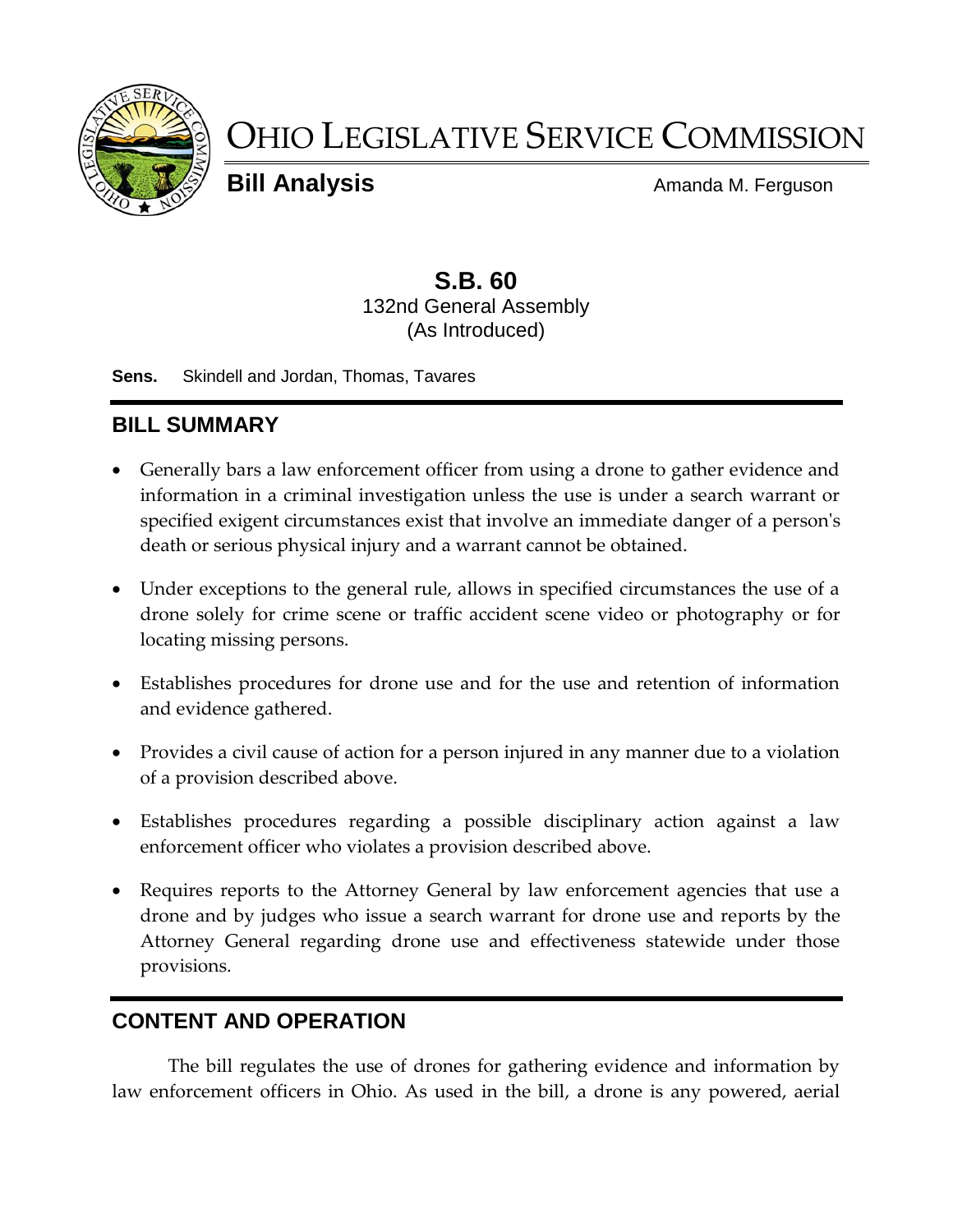# Ohio Legislative Service Commission

**Bill Analysis** Amanda M. Ferguson

## S.B. 60

132nd General Assembly
(As Introduced)

**Sens.** Skindell and Jordan, Thomas, Tavares

## BILL SUMMARY

- Generally bars a law enforcement officer from using a drone to gather evidence and information in a criminal investigation unless the use is under a search warrant or specified exigent circumstances exist that involve an immediate danger of a person's death or serious physical injury and a warrant cannot be obtained.
- Under exceptions to the general rule, allows in specified circumstances the use of a drone solely for crime scene or traffic accident scene video or photography or for locating missing persons.
- Establishes procedures for drone use and for the use and retention of information and evidence gathered.
- Provides a civil cause of action for a person injured in any manner due to a violation of a provision described above.
- Establishes procedures regarding a possible disciplinary action against a law enforcement officer who violates a provision described above.
- Requires reports to the Attorney General by law enforcement agencies that use a drone and by judges who issue a search warrant for drone use and reports by the Attorney General regarding drone use and effectiveness statewide under those provisions.

## CONTENT AND OPERATION

The bill regulates the use of drones for gathering evidence and information by law enforcement officers in Ohio. As used in the bill, a drone is any powered, aerial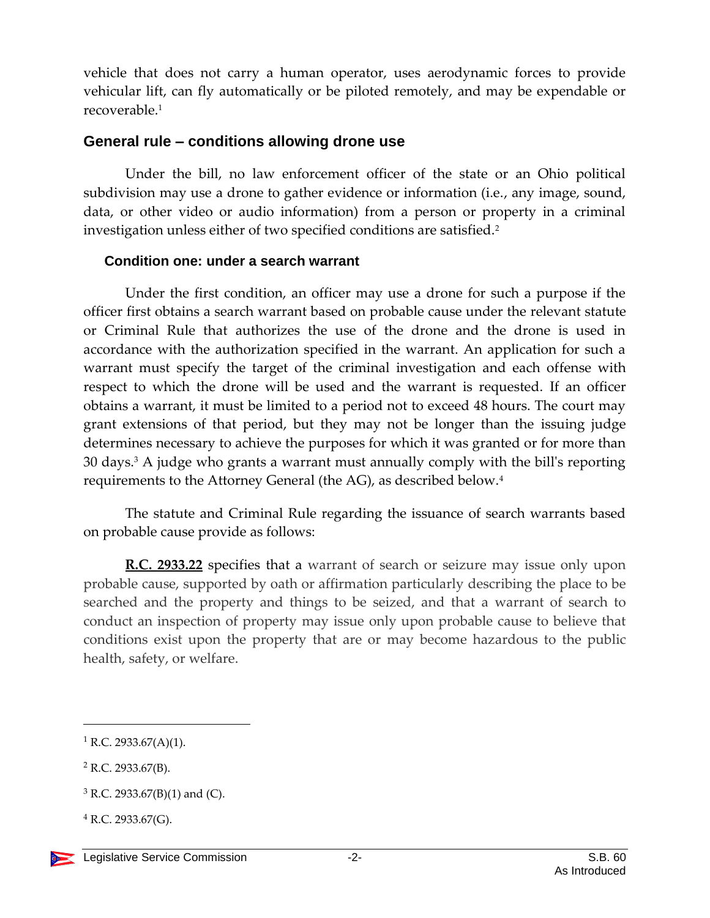vehicle that does not carry a human operator, uses aerodynamic forces to provide vehicular lift, can fly automatically or be piloted remotely, and may be expendable or recoverable.[1]

## General rule – conditions allowing drone use

Under the bill, no law enforcement officer of the state or an Ohio political subdivision may use a drone to gather evidence or information (i.e., any image, sound, data, or other video or audio information) from a person or property in a criminal investigation unless either of two specified conditions are satisfied.[2]

### Condition one: under a search warrant

Under the first condition, an officer may use a drone for such a purpose if the officer first obtains a search warrant based on probable cause under the relevant statute or Criminal Rule that authorizes the use of the drone and the drone is used in accordance with the authorization specified in the warrant. An application for such a warrant must specify the target of the criminal investigation and each offense with respect to which the drone will be used and the warrant is requested. If an officer obtains a warrant, it must be limited to a period not to exceed 48 hours. The court may grant extensions of that period, but they may not be longer than the issuing judge determines necessary to achieve the purposes for which it was granted or for more than 30 days.[3] A judge who grants a warrant must annually comply with the bill's reporting requirements to the Attorney General (the AG), as described below.[4]

The statute and Criminal Rule regarding the issuance of search warrants based on probable cause provide as follows:

**R.C. 2933.22** specifies that a warrant of search or seizure may issue only upon probable cause, supported by oath or affirmation particularly describing the place to be searched and the property and things to be seized, and that a warrant of search to conduct an inspection of property may issue only upon probable cause to believe that conditions exist upon the property that are or may become hazardous to the public health, safety, or welfare.

---

[1] R.C. 2933.67(A)(1).

[2] R.C. 2933.67(B).

[3] R.C. 2933.67(B)(1) and (C).

[4] R.C. 2933.67(G).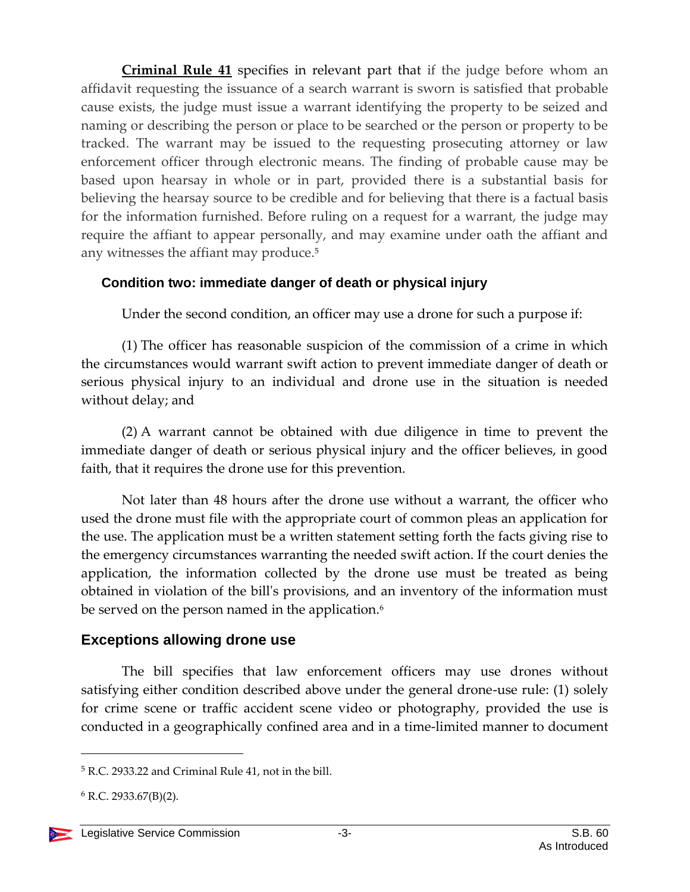**Criminal Rule 41** specifies in relevant part that if the judge before whom an affidavit requesting the issuance of a search warrant is sworn is satisfied that probable cause exists, the judge must issue a warrant identifying the property to be seized and naming or describing the person or place to be searched or the person or property to be tracked. The warrant may be issued to the requesting prosecuting attorney or law enforcement officer through electronic means. The finding of probable cause may be based upon hearsay in whole or in part, provided there is a substantial basis for believing the hearsay source to be credible and for believing that there is a factual basis for the information furnished. Before ruling on a request for a warrant, the judge may require the affiant to appear personally, and may examine under oath the affiant and any witnesses the affiant may produce.[5]

### Condition two: immediate danger of death or physical injury

Under the second condition, an officer may use a drone for such a purpose if:

(1) The officer has reasonable suspicion of the commission of a crime in which the circumstances would warrant swift action to prevent immediate danger of death or serious physical injury to an individual and drone use in the situation is needed without delay; and

(2) A warrant cannot be obtained with due diligence in time to prevent the immediate danger of death or serious physical injury and the officer believes, in good faith, that it requires the drone use for this prevention.

Not later than 48 hours after the drone use without a warrant, the officer who used the drone must file with the appropriate court of common pleas an application for the use. The application must be a written statement setting forth the facts giving rise to the emergency circumstances warranting the needed swift action. If the court denies the application, the information collected by the drone use must be treated as being obtained in violation of the bill's provisions, and an inventory of the information must be served on the person named in the application.[6]

## Exceptions allowing drone use

The bill specifies that law enforcement officers may use drones without satisfying either condition described above under the general drone-use rule: (1) solely for crime scene or traffic accident scene video or photography, provided the use is conducted in a geographically confined area and in a time-limited manner to document

---

[5] R.C. 2933.22 and Criminal Rule 41, not in the bill.

[6] R.C. 2933.67(B)(2).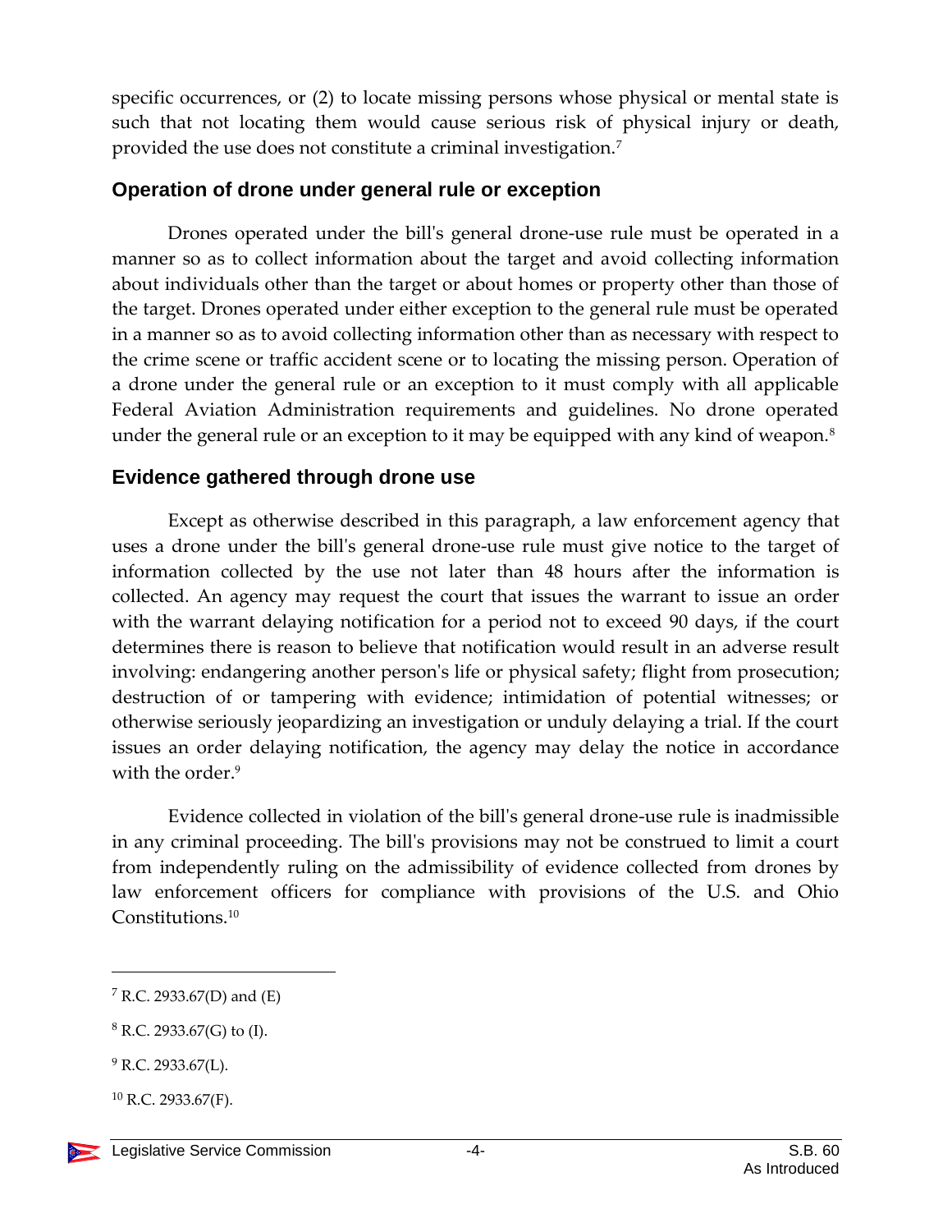specific occurrences, or (2) to locate missing persons whose physical or mental state is such that not locating them would cause serious risk of physical injury or death, provided the use does not constitute a criminal investigation.[7]

## Operation of drone under general rule or exception

Drones operated under the bill's general drone-use rule must be operated in a manner so as to collect information about the target and avoid collecting information about individuals other than the target or about homes or property other than those of the target. Drones operated under either exception to the general rule must be operated in a manner so as to avoid collecting information other than as necessary with respect to the crime scene or traffic accident scene or to locating the missing person. Operation of a drone under the general rule or an exception to it must comply with all applicable Federal Aviation Administration requirements and guidelines. No drone operated under the general rule or an exception to it may be equipped with any kind of weapon.[8]

## Evidence gathered through drone use

Except as otherwise described in this paragraph, a law enforcement agency that uses a drone under the bill's general drone-use rule must give notice to the target of information collected by the use not later than 48 hours after the information is collected. An agency may request the court that issues the warrant to issue an order with the warrant delaying notification for a period not to exceed 90 days, if the court determines there is reason to believe that notification would result in an adverse result involving: endangering another person's life or physical safety; flight from prosecution; destruction of or tampering with evidence; intimidation of potential witnesses; or otherwise seriously jeopardizing an investigation or unduly delaying a trial. If the court issues an order delaying notification, the agency may delay the notice in accordance with the order.[9]

Evidence collected in violation of the bill's general drone-use rule is inadmissible in any criminal proceeding. The bill's provisions may not be construed to limit a court from independently ruling on the admissibility of evidence collected from drones by law enforcement officers for compliance with provisions of the U.S. and Ohio Constitutions.[10]

---

[7] R.C. 2933.67(D) and (E)

[8] R.C. 2933.67(G) to (I).

[9] R.C. 2933.67(L).

[10] R.C. 2933.67(F).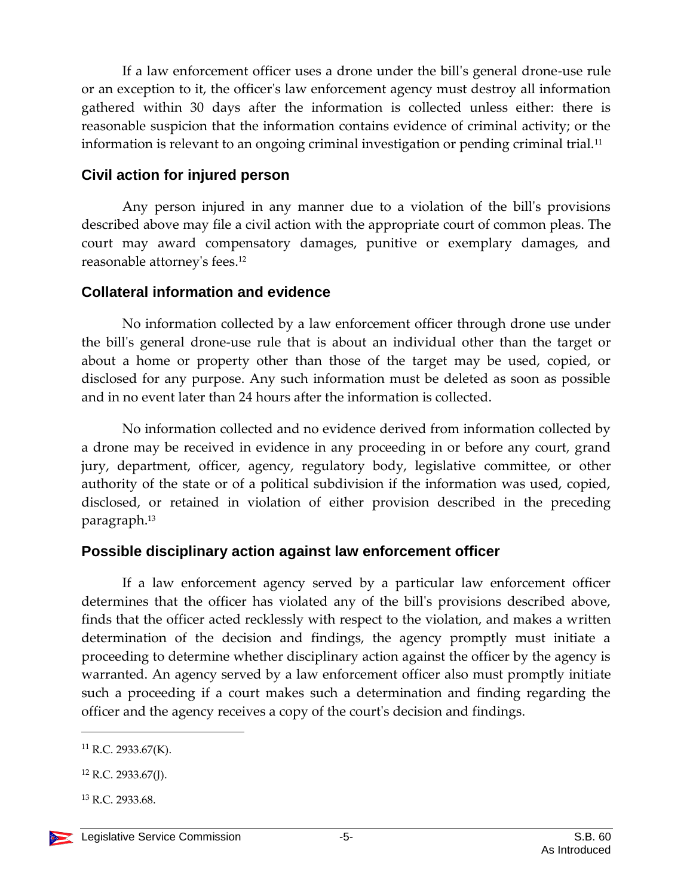If a law enforcement officer uses a drone under the bill's general drone-use rule or an exception to it, the officer's law enforcement agency must destroy all information gathered within 30 days after the information is collected unless either: there is reasonable suspicion that the information contains evidence of criminal activity; or the information is relevant to an ongoing criminal investigation or pending criminal trial.[11]

### Civil action for injured person

Any person injured in any manner due to a violation of the bill's provisions described above may file a civil action with the appropriate court of common pleas. The court may award compensatory damages, punitive or exemplary damages, and reasonable attorney's fees.[12]

### Collateral information and evidence

No information collected by a law enforcement officer through drone use under the bill's general drone-use rule that is about an individual other than the target or about a home or property other than those of the target may be used, copied, or disclosed for any purpose. Any such information must be deleted as soon as possible and in no event later than 24 hours after the information is collected.

No information collected and no evidence derived from information collected by a drone may be received in evidence in any proceeding in or before any court, grand jury, department, officer, agency, regulatory body, legislative committee, or other authority of the state or of a political subdivision if the information was used, copied, disclosed, or retained in violation of either provision described in the preceding paragraph.[13]

### Possible disciplinary action against law enforcement officer

If a law enforcement agency served by a particular law enforcement officer determines that the officer has violated any of the bill's provisions described above, finds that the officer acted recklessly with respect to the violation, and makes a written determination of the decision and findings, the agency promptly must initiate a proceeding to determine whether disciplinary action against the officer by the agency is warranted. An agency served by a law enforcement officer also must promptly initiate such a proceeding if a court makes such a determination and finding regarding the officer and the agency receives a copy of the court's decision and findings.

---

[11] R.C. 2933.67(K).

[12] R.C. 2933.67(J).

[13] R.C. 2933.68.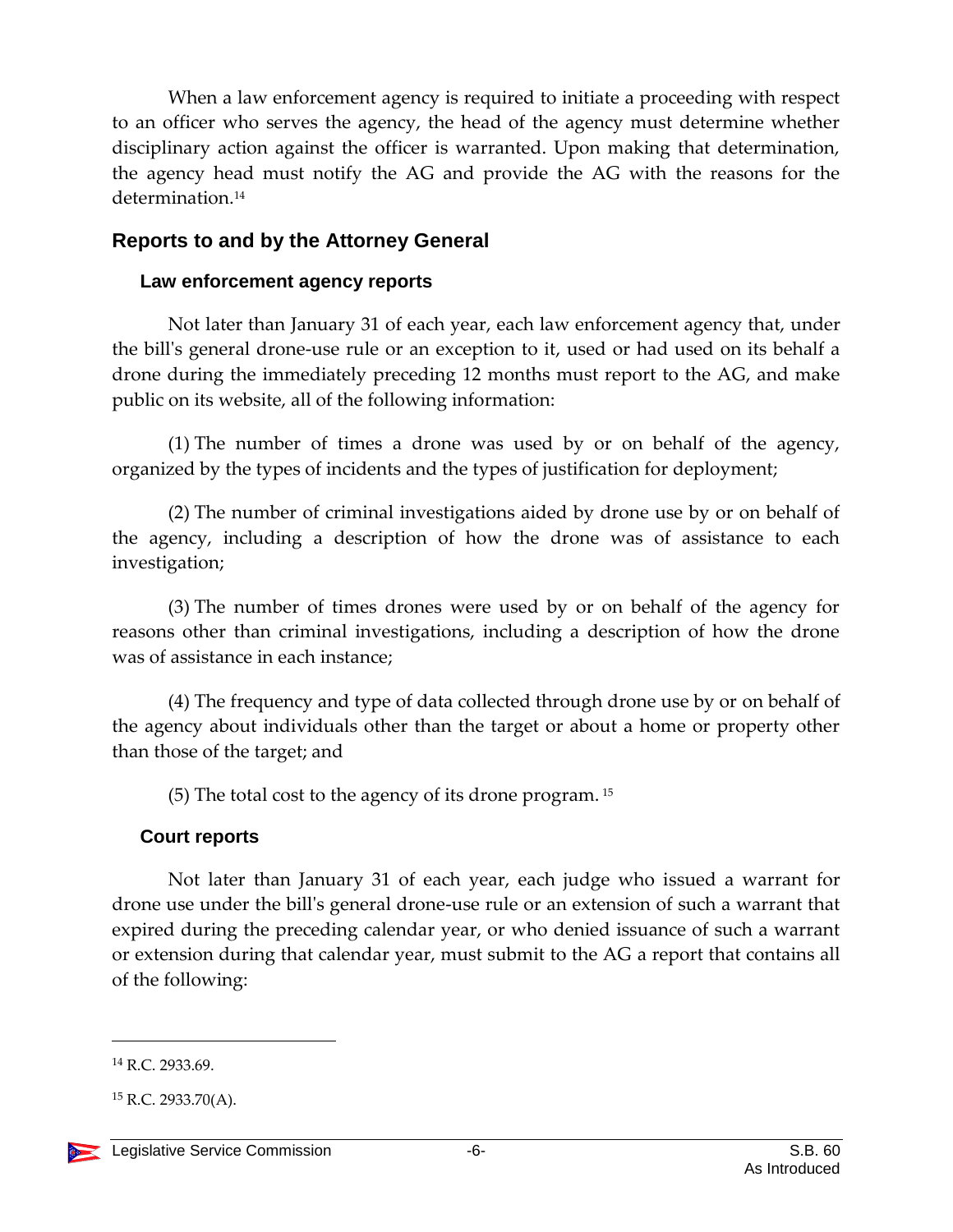When a law enforcement agency is required to initiate a proceeding with respect to an officer who serves the agency, the head of the agency must determine whether disciplinary action against the officer is warranted. Upon making that determination, the agency head must notify the AG and provide the AG with the reasons for the determination.[14]

## Reports to and by the Attorney General

### Law enforcement agency reports

Not later than January 31 of each year, each law enforcement agency that, under the bill's general drone-use rule or an exception to it, used or had used on its behalf a drone during the immediately preceding 12 months must report to the AG, and make public on its website, all of the following information:

(1) The number of times a drone was used by or on behalf of the agency, organized by the types of incidents and the types of justification for deployment;

(2) The number of criminal investigations aided by drone use by or on behalf of the agency, including a description of how the drone was of assistance to each investigation;

(3) The number of times drones were used by or on behalf of the agency for reasons other than criminal investigations, including a description of how the drone was of assistance in each instance;

(4) The frequency and type of data collected through drone use by or on behalf of the agency about individuals other than the target or about a home or property other than those of the target; and

(5) The total cost to the agency of its drone program.[15]

### Court reports

Not later than January 31 of each year, each judge who issued a warrant for drone use under the bill's general drone-use rule or an extension of such a warrant that expired during the preceding calendar year, or who denied issuance of such a warrant or extension during that calendar year, must submit to the AG a report that contains all of the following:

---

[14] R.C. 2933.69.

[15] R.C. 2933.70(A).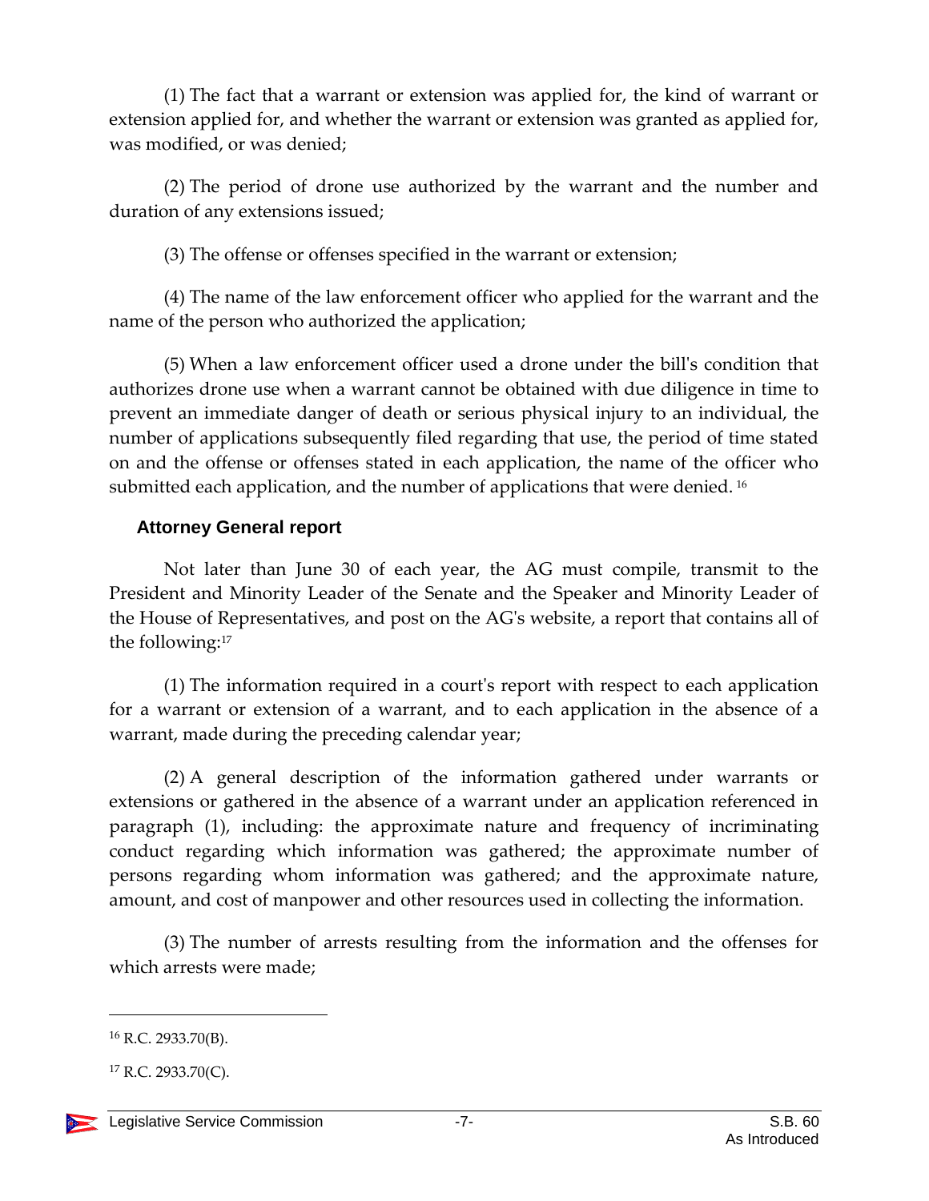(1) The fact that a warrant or extension was applied for, the kind of warrant or extension applied for, and whether the warrant or extension was granted as applied for, was modified, or was denied;

(2) The period of drone use authorized by the warrant and the number and duration of any extensions issued;

(3) The offense or offenses specified in the warrant or extension;

(4) The name of the law enforcement officer who applied for the warrant and the name of the person who authorized the application;

(5) When a law enforcement officer used a drone under the bill's condition that authorizes drone use when a warrant cannot be obtained with due diligence in time to prevent an immediate danger of death or serious physical injury to an individual, the number of applications subsequently filed regarding that use, the period of time stated on and the offense or offenses stated in each application, the name of the officer who submitted each application, and the number of applications that were denied. [16]

### Attorney General report

Not later than June 30 of each year, the AG must compile, transmit to the President and Minority Leader of the Senate and the Speaker and Minority Leader of the House of Representatives, and post on the AG's website, a report that contains all of the following:[17]

(1) The information required in a court's report with respect to each application for a warrant or extension of a warrant, and to each application in the absence of a warrant, made during the preceding calendar year;

(2) A general description of the information gathered under warrants or extensions or gathered in the absence of a warrant under an application referenced in paragraph (1), including: the approximate nature and frequency of incriminating conduct regarding which information was gathered; the approximate number of persons regarding whom information was gathered; and the approximate nature, amount, and cost of manpower and other resources used in collecting the information.

(3) The number of arrests resulting from the information and the offenses for which arrests were made;

---

[16] R.C. 2933.70(B).

[17] R.C. 2933.70(C).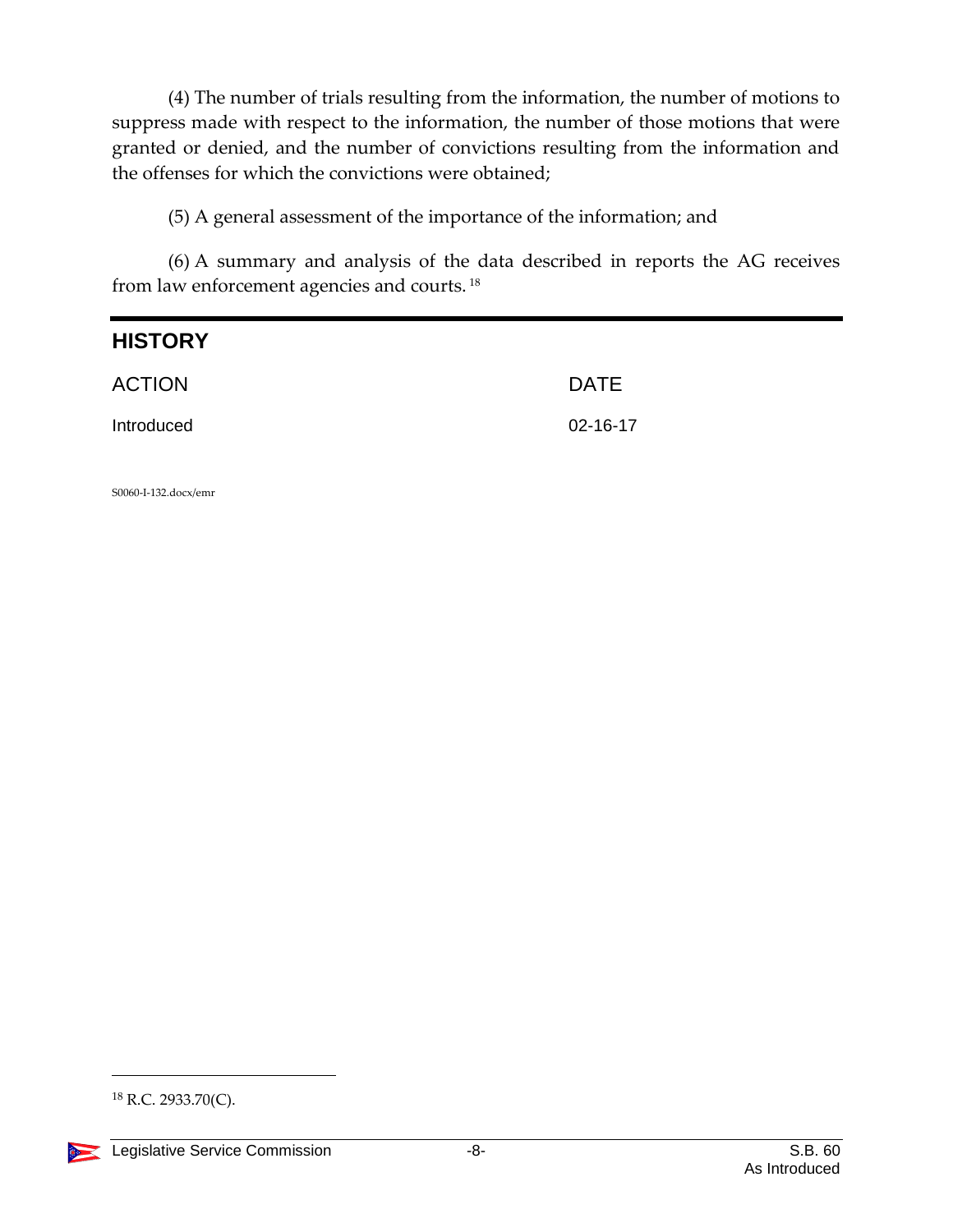(4) The number of trials resulting from the information, the number of motions to suppress made with respect to the information, the number of those motions that were granted or denied, and the number of convictions resulting from the information and the offenses for which the convictions were obtained;

(5) A general assessment of the importance of the information; and

(6) A summary and analysis of the data described in reports the AG receives from law enforcement agencies and courts.[18]

## HISTORY

| ACTION | DATE |
|---|---|
| Introduced | 02-16-17 |

S0060-I-132.docx/emr

[18] R.C. 2933.70(C).